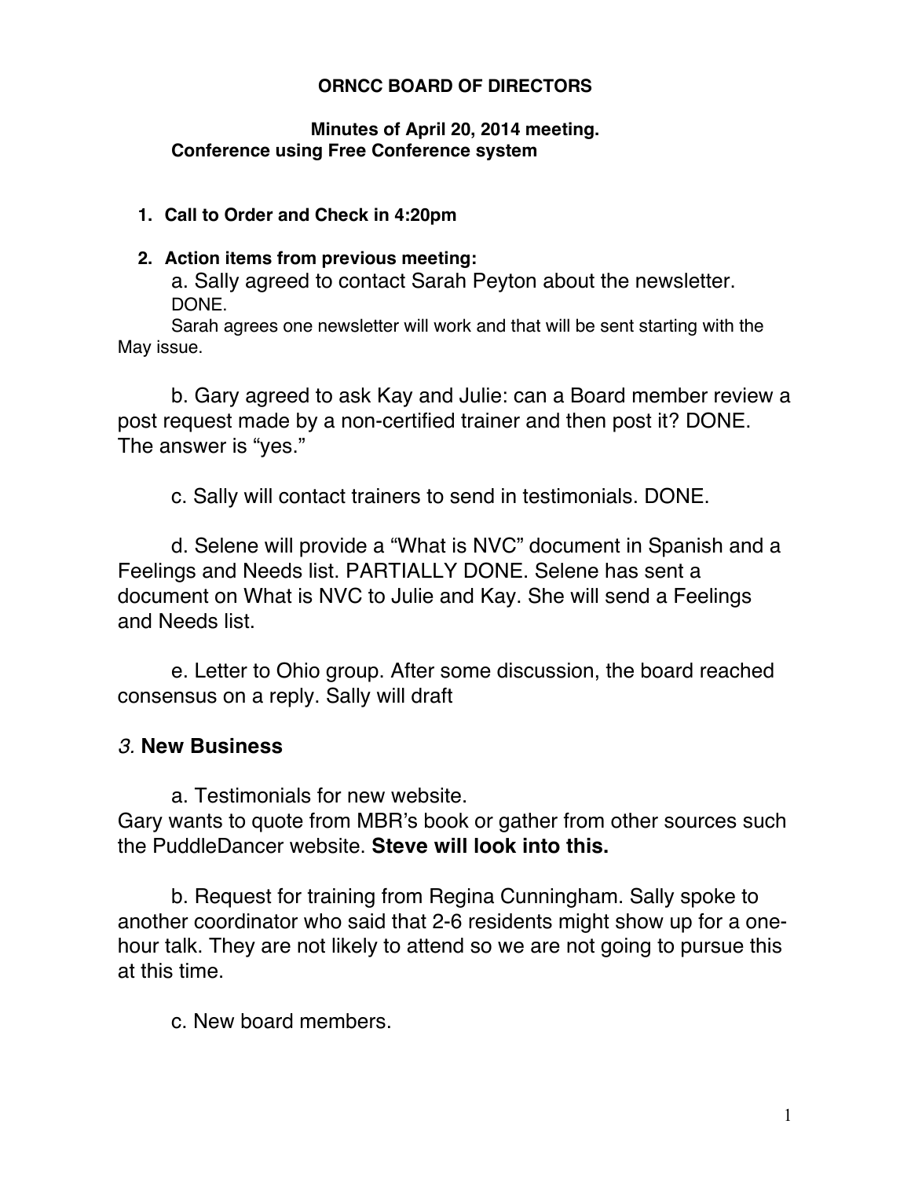**ORNCC BOARD OF DIRECTORS**

**Minutes of April 20, 2014 meeting.**
**Conference using Free Conference system**

1. **Call to Order and Check in 4:20pm**

2. **Action items from previous meeting:**

   a. Sally agreed to contact Sarah Peyton about the newsletter. DONE.
   Sarah agrees one newsletter will work and that will be sent starting with the May issue.

   b. Gary agreed to ask Kay and Julie: can a Board member review a post request made by a non-certified trainer and then post it? DONE. The answer is "yes."

   c. Sally will contact trainers to send in testimonials. DONE.

   d. Selene will provide a "What is NVC" document in Spanish and a Feelings and Needs list. PARTIALLY DONE. Selene has sent a document on What is NVC to Julie and Kay. She will send a Feelings and Needs list.

   e. Letter to Ohio group. After some discussion, the board reached consensus on a reply. Sally will draft

## *3.* New Business

a. Testimonials for new website.
Gary wants to quote from MBR's book or gather from other sources such the PuddleDancer website. **Steve will look into this.**

b. Request for training from Regina Cunningham. Sally spoke to another coordinator who said that 2-6 residents might show up for a one-hour talk. They are not likely to attend so we are not going to pursue this at this time.

c. New board members.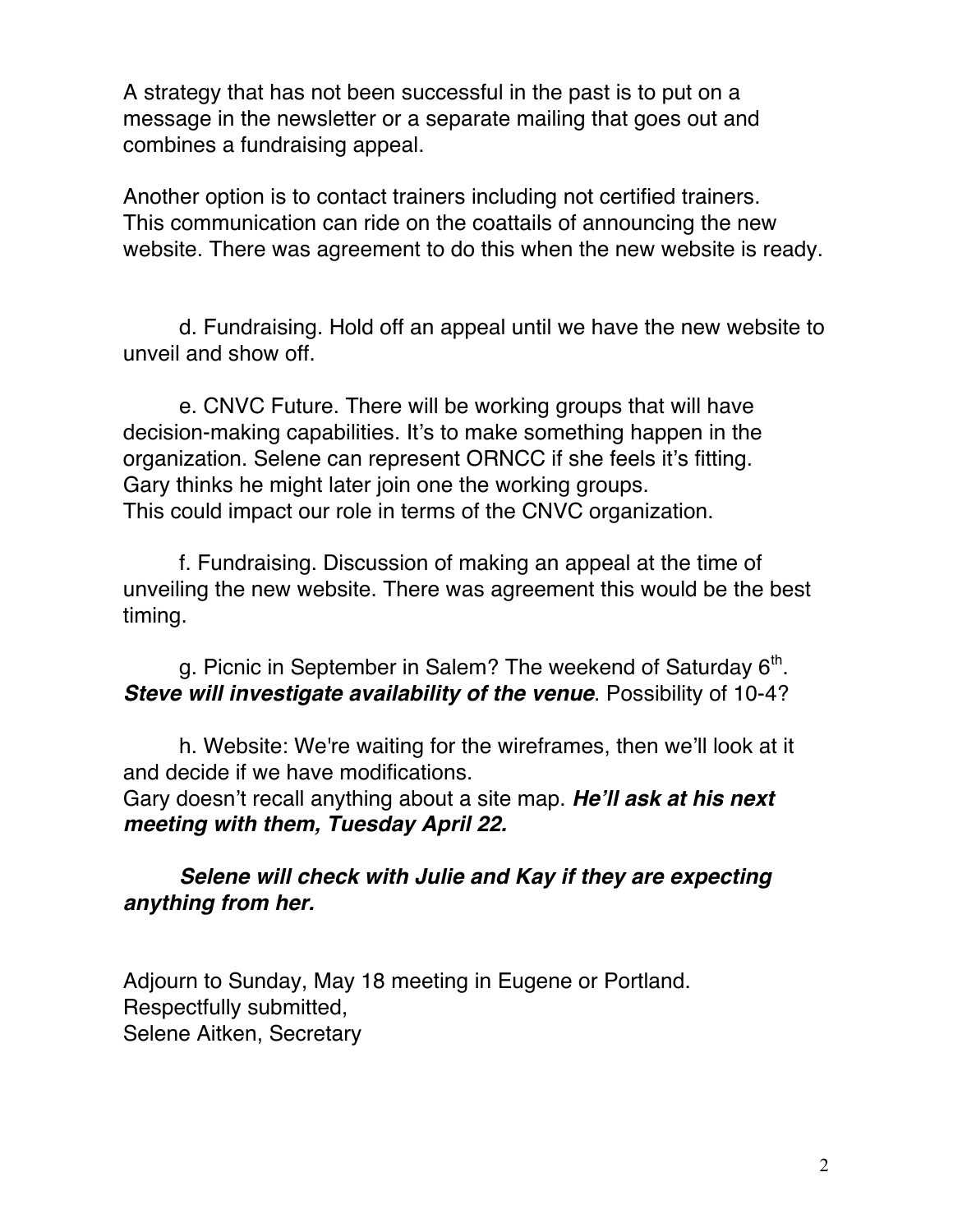A strategy that has not been successful in the past is to put on a message in the newsletter or a separate mailing that goes out and combines a fundraising appeal.

Another option is to contact trainers including not certified trainers. This communication can ride on the coattails of announcing the new website. There was agreement to do this when the new website is ready.

d. Fundraising. Hold off an appeal until we have the new website to unveil and show off.

e. CNVC Future. There will be working groups that will have decision-making capabilities. It's to make something happen in the organization. Selene can represent ORNCC if she feels it's fitting. Gary thinks he might later join one the working groups. This could impact our role in terms of the CNVC organization.

f. Fundraising. Discussion of making an appeal at the time of unveiling the new website. There was agreement this would be the best timing.

g. Picnic in September in Salem? The weekend of Saturday 6th. ***Steve will investigate availability of the venue***. Possibility of 10-4?

h. Website: We're waiting for the wireframes, then we'll look at it and decide if we have modifications.
Gary doesn't recall anything about a site map. ***He'll ask at his next meeting with them, Tuesday April 22.***

***Selene will check with Julie and Kay if they are expecting anything from her.***

Adjourn to Sunday, May 18 meeting in Eugene or Portland.
Respectfully submitted,
Selene Aitken, Secretary